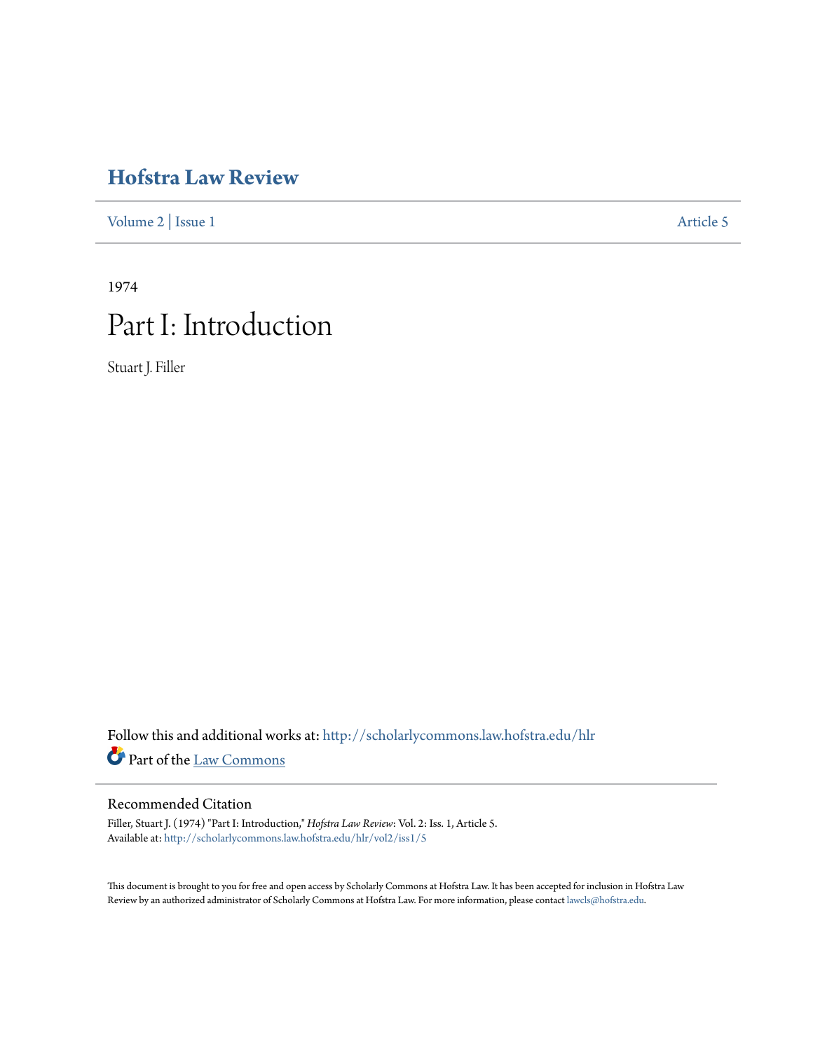# Hofstra Law Review

Volume 2 | Issue 1 Article 5

1974

# Part I: Introduction

Stuart J. Filler

Follow this and additional works at: http://scholarlycommons.law.hofstra.edu/hlr

Part of the Law Commons

## Recommended Citation

Filler, Stuart J. (1974) "Part I: Introduction," *Hofstra Law Review*: Vol. 2: Iss. 1, Article 5.
Available at: http://scholarlycommons.law.hofstra.edu/hlr/vol2/iss1/5

This document is brought to you for free and open access by Scholarly Commons at Hofstra Law. It has been accepted for inclusion in Hofstra Law Review by an authorized administrator of Scholarly Commons at Hofstra Law. For more information, please contact lawcls@hofstra.edu.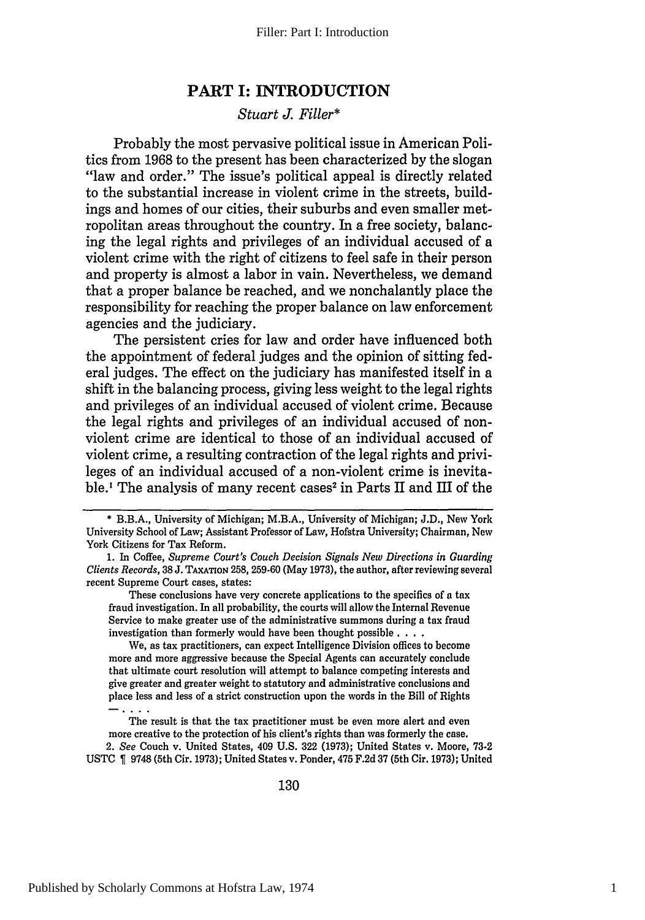# PART I: INTRODUCTION

*Stuart J. Filler**

Probably the most pervasive political issue in American Politics from 1968 to the present has been characterized by the slogan "law and order." The issue's political appeal is directly related to the substantial increase in violent crime in the streets, buildings and homes of our cities, their suburbs and even smaller metropolitan areas throughout the country. In a free society, balancing the legal rights and privileges of an individual accused of a violent crime with the right of citizens to feel safe in their person and property is almost a labor in vain. Nevertheless, we demand that a proper balance be reached, and we nonchalantly place the responsibility for reaching the proper balance on law enforcement agencies and the judiciary.

The persistent cries for law and order have influenced both the appointment of federal judges and the opinion of sitting federal judges. The effect on the judiciary has manifested itself in a shift in the balancing process, giving less weight to the legal rights and privileges of an individual accused of violent crime. Because the legal rights and privileges of an individual accused of non-violent crime are identical to those of an individual accused of violent crime, a resulting contraction of the legal rights and privileges of an individual accused of a non-violent crime is inevitable.[1] The analysis of many recent cases[2] in Parts II and III of the

---

\* B.B.A., University of Michigan; M.B.A., University of Michigan; J.D., New York University School of Law; Assistant Professor of Law, Hofstra University; Chairman, New York Citizens for Tax Reform.

1. In Coffee, *Supreme Court's Couch Decision Signals New Directions in Guarding Clients Records*, 38 J. TAXATION 258, 259-60 (May 1973), the author, after reviewing several recent Supreme Court cases, states:

> These conclusions have very concrete applications to the specifics of a tax fraud investigation. In all probability, the courts will allow the Internal Revenue Service to make greater use of the administrative summons during a tax fraud investigation than formerly would have been thought possible . . . .
>
> We, as tax practitioners, can expect Intelligence Division offices to become more and more aggressive because the Special Agents can accurately conclude that ultimate court resolution will attempt to balance competing interests and give greater and greater weight to statutory and administrative conclusions and place less and less of a strict construction upon the words in the Bill of Rights — . . . .
>
> The result is that the tax practitioner must be even more alert and even more creative to the protection of his client's rights than was formerly the case.

2. *See* Couch v. United States, 409 U.S. 322 (1973); United States v. Moore, 73-2 USTC ¶ 9748 (5th Cir. 1973); United States v. Ponder, 475 F.2d 37 (5th Cir. 1973); United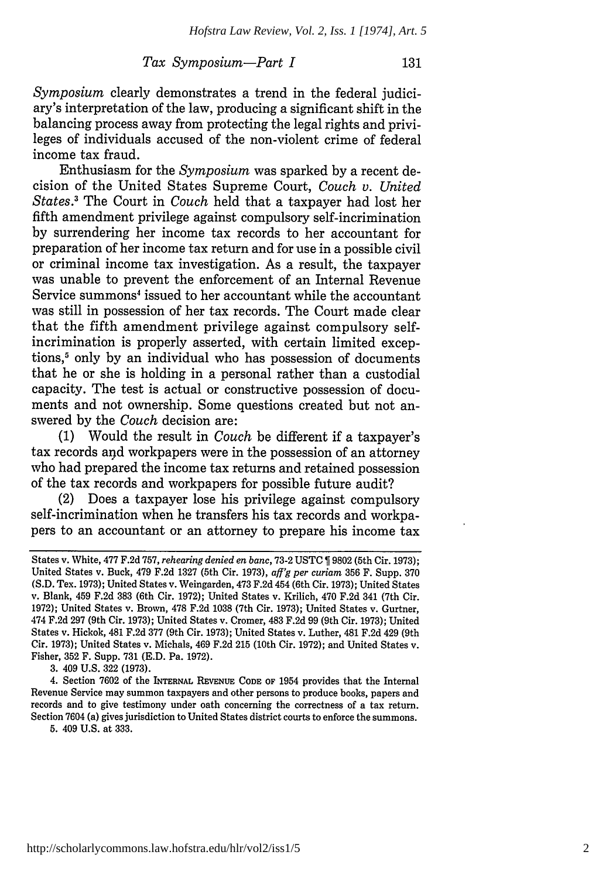*Symposium* clearly demonstrates a trend in the federal judiciary's interpretation of the law, producing a significant shift in the balancing process away from protecting the legal rights and privileges of individuals accused of the non-violent crime of federal income tax fraud.

Enthusiasm for the *Symposium* was sparked by a recent decision of the United States Supreme Court, *Couch v. United States*.[3] The Court in *Couch* held that a taxpayer had lost her fifth amendment privilege against compulsory self-incrimination by surrendering her income tax records to her accountant for preparation of her income tax return and for use in a possible civil or criminal income tax investigation. As a result, the taxpayer was unable to prevent the enforcement of an Internal Revenue Service summons[4] issued to her accountant while the accountant was still in possession of her tax records. The Court made clear that the fifth amendment privilege against compulsory self-incrimination is properly asserted, with certain limited exceptions,[5] only by an individual who has possession of documents that he or she is holding in a personal rather than a custodial capacity. The test is actual or constructive possession of documents and not ownership. Some questions created but not answered by the *Couch* decision are:

(1) Would the result in *Couch* be different if a taxpayer's tax records and workpapers were in the possession of an attorney who had prepared the income tax returns and retained possession of the tax records and workpapers for possible future audit?

(2) Does a taxpayer lose his privilege against compulsory self-incrimination when he transfers his tax records and workpapers to an accountant or an attorney to prepare his income tax

---

States v. White, 477 F.2d 757, *rehearing denied en banc*, 73-2 USTC ¶ 9802 (5th Cir. 1973); United States v. Buck, 479 F.2d 1327 (5th Cir. 1973), *aff'g per curiam* 356 F. Supp. 370 (S.D. Tex. 1973); United States v. Weingarden, 473 F.2d 454 (6th Cir. 1973); United States v. Blank, 459 F.2d 383 (6th Cir. 1972); United States v. Krilich, 470 F.2d 341 (7th Cir. 1972); United States v. Brown, 478 F.2d 1038 (7th Cir. 1973); United States v. Gurtner, 474 F.2d 297 (9th Cir. 1973); United States v. Cromer, 483 F.2d 99 (9th Cir. 1973); United States v. Hickok, 481 F.2d 377 (9th Cir. 1973); United States v. Luther, 481 F.2d 429 (9th Cir. 1973); United States v. Michals, 469 F.2d 215 (10th Cir. 1972); and United States v. Fisher, 352 F. Supp. 731 (E.D. Pa. 1972).

3. 409 U.S. 322 (1973).

4. Section 7602 of the INTERNAL REVENUE CODE OF 1954 provides that the Internal Revenue Service may summon taxpayers and other persons to produce books, papers and records and to give testimony under oath concerning the correctness of a tax return. Section 7604 (a) gives jurisdiction to United States district courts to enforce the summons.

5. 409 U.S. at 333.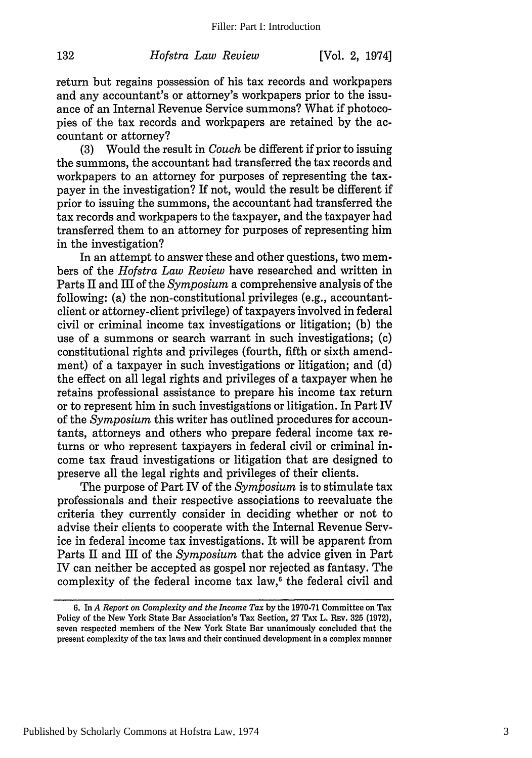return but regains possession of his tax records and workpapers and any accountant's or attorney's workpapers prior to the issuance of an Internal Revenue Service summons? What if photocopies of the tax records and workpapers are retained by the accountant or attorney?

(3) Would the result in *Couch* be different if prior to issuing the summons, the accountant had transferred the tax records and workpapers to an attorney for purposes of representing the taxpayer in the investigation? If not, would the result be different if prior to issuing the summons, the accountant had transferred the tax records and workpapers to the taxpayer, and the taxpayer had transferred them to an attorney for purposes of representing him in the investigation?

In an attempt to answer these and other questions, two members of the *Hofstra Law Review* have researched and written in Parts II and III of the *Symposium* a comprehensive analysis of the following: (a) the non-constitutional privileges (e.g., accountant-client or attorney-client privilege) of taxpayers involved in federal civil or criminal income tax investigations or litigation; (b) the use of a summons or search warrant in such investigations; (c) constitutional rights and privileges (fourth, fifth or sixth amendment) of a taxpayer in such investigations or litigation; and (d) the effect on all legal rights and privileges of a taxpayer when he retains professional assistance to prepare his income tax return or to represent him in such investigations or litigation. In Part IV of the *Symposium* this writer has outlined procedures for accountants, attorneys and others who prepare federal income tax returns or who represent taxpayers in federal civil or criminal income tax fraud investigations or litigation that are designed to preserve all the legal rights and privileges of their clients.

The purpose of Part IV of the *Symposium* is to stimulate tax professionals and their respective associations to reevaluate the criteria they currently consider in deciding whether or not to advise their clients to cooperate with the Internal Revenue Service in federal income tax investigations. It will be apparent from Parts II and III of the *Symposium* that the advice given in Part IV can neither be accepted as gospel nor rejected as fantasy. The complexity of the federal income tax law,[6] the federal civil and

---

6. In *A Report on Complexity and the Income Tax* by the 1970-71 Committee on Tax Policy of the New York State Bar Association's Tax Section, 27 TAX L. REV. 325 (1972), seven respected members of the New York State Bar unanimously concluded that the present complexity of the tax laws and their continued development in a complex manner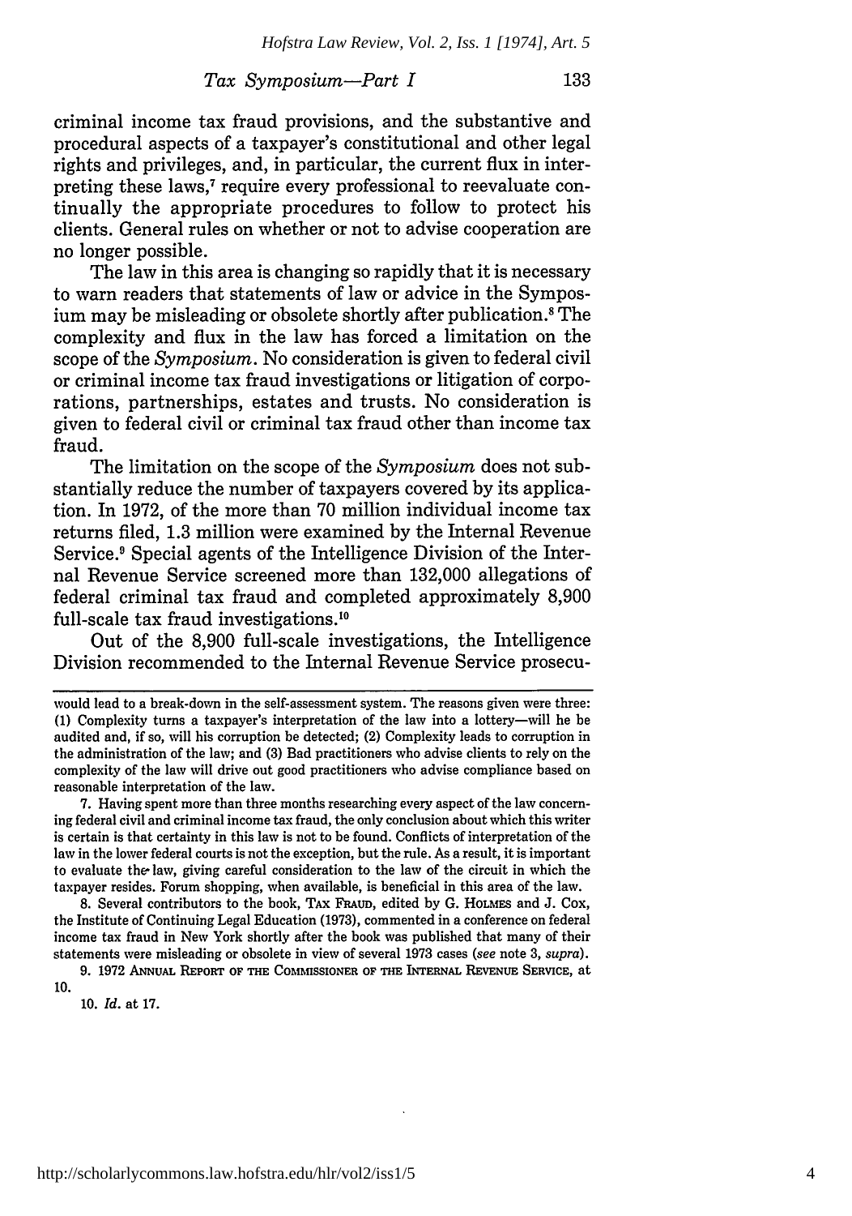criminal income tax fraud provisions, and the substantive and procedural aspects of a taxpayer's constitutional and other legal rights and privileges, and, in particular, the current flux in interpreting these laws,[7] require every professional to reevaluate continually the appropriate procedures to follow to protect his clients. General rules on whether or not to advise cooperation are no longer possible.

The law in this area is changing so rapidly that it is necessary to warn readers that statements of law or advice in the Symposium may be misleading or obsolete shortly after publication.[8] The complexity and flux in the law has forced a limitation on the scope of the *Symposium*. No consideration is given to federal civil or criminal income tax fraud investigations or litigation of corporations, partnerships, estates and trusts. No consideration is given to federal civil or criminal tax fraud other than income tax fraud.

The limitation on the scope of the *Symposium* does not substantially reduce the number of taxpayers covered by its application. In 1972, of the more than 70 million individual income tax returns filed, 1.3 million were examined by the Internal Revenue Service.[9] Special agents of the Intelligence Division of the Internal Revenue Service screened more than 132,000 allegations of federal criminal tax fraud and completed approximately 8,900 full-scale tax fraud investigations.[10]

Out of the 8,900 full-scale investigations, the Intelligence Division recommended to the Internal Revenue Service prosecu-

---

would lead to a break-down in the self-assessment system. The reasons given were three: (1) Complexity turns a taxpayer's interpretation of the law into a lottery—will he be audited and, if so, will his corruption be detected; (2) Complexity leads to corruption in the administration of the law; and (3) Bad practitioners who advise clients to rely on the complexity of the law will drive out good practitioners who advise compliance based on reasonable interpretation of the law.

7. Having spent more than three months researching every aspect of the law concerning federal civil and criminal income tax fraud, the only conclusion about which this writer is certain is that certainty in this law is not to be found. Conflicts of interpretation of the law in the lower federal courts is not the exception, but the rule. As a result, it is important to evaluate the law, giving careful consideration to the law of the circuit in which the taxpayer resides. Forum shopping, when available, is beneficial in this area of the law.

8. Several contributors to the book, TAX FRAUD, edited by G. HOLMES and J. COX, the Institute of Continuing Legal Education (1973), commented in a conference on federal income tax fraud in New York shortly after the book was published that many of their statements were misleading or obsolete in view of several 1973 cases (*see* note 3, *supra*).

9. 1972 ANNUAL REPORT OF THE COMMISSIONER OF THE INTERNAL REVENUE SERVICE, at 10.

10. *Id.* at 17.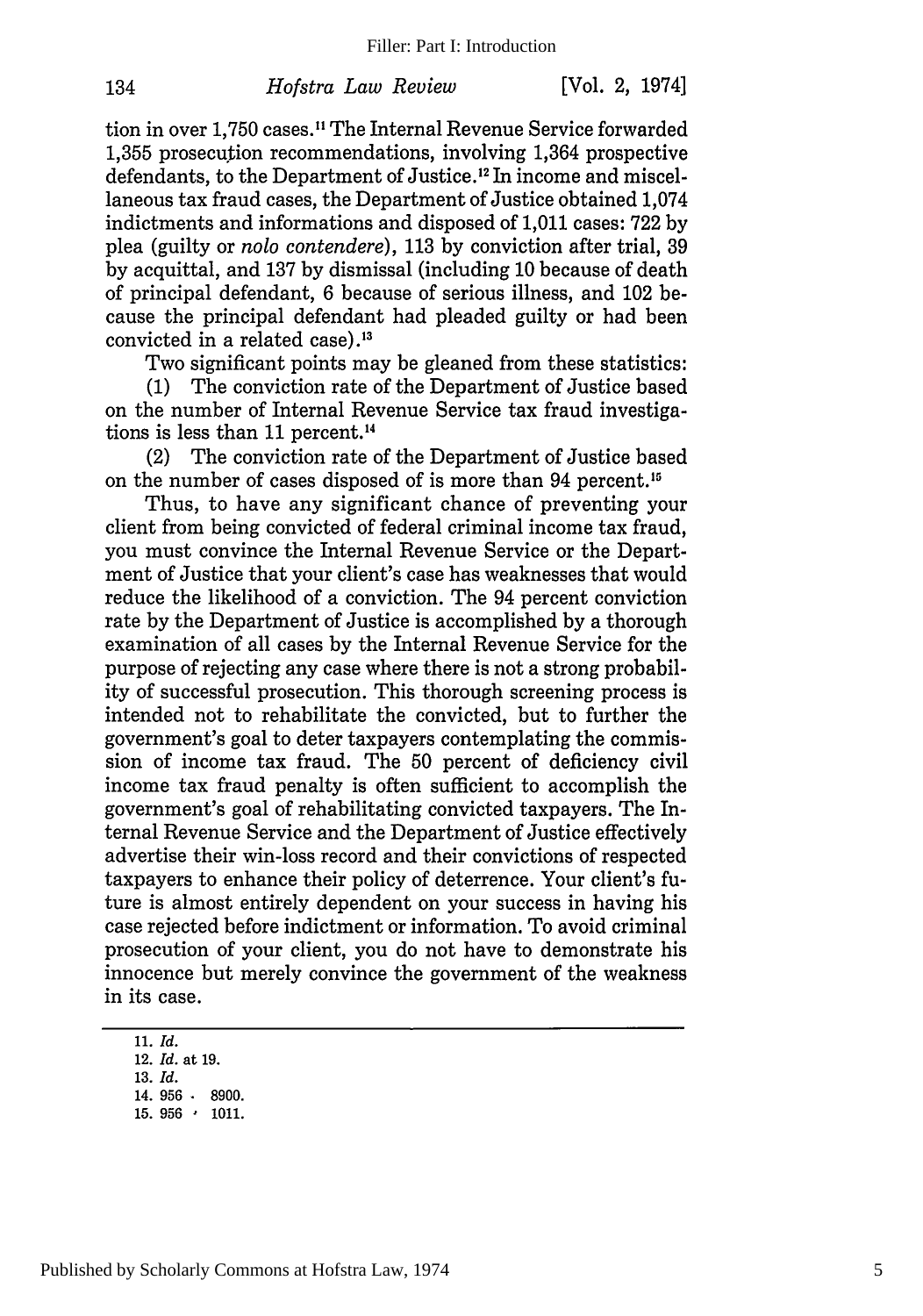tion in over 1,750 cases.[11] The Internal Revenue Service forwarded 1,355 prosecution recommendations, involving 1,364 prospective defendants, to the Department of Justice.[12] In income and miscellaneous tax fraud cases, the Department of Justice obtained 1,074 indictments and informations and disposed of 1,011 cases: 722 by plea (guilty or *nolo contendere*), 113 by conviction after trial, 39 by acquittal, and 137 by dismissal (including 10 because of death of principal defendant, 6 because of serious illness, and 102 because the principal defendant had pleaded guilty or had been convicted in a related case).[13]

Two significant points may be gleaned from these statistics:

(1) The conviction rate of the Department of Justice based on the number of Internal Revenue Service tax fraud investigations is less than 11 percent.[14]

(2) The conviction rate of the Department of Justice based on the number of cases disposed of is more than 94 percent.[15]

Thus, to have any significant chance of preventing your client from being convicted of federal criminal income tax fraud, you must convince the Internal Revenue Service or the Department of Justice that your client's case has weaknesses that would reduce the likelihood of a conviction. The 94 percent conviction rate by the Department of Justice is accomplished by a thorough examination of all cases by the Internal Revenue Service for the purpose of rejecting any case where there is not a strong probability of successful prosecution. This thorough screening process is intended not to rehabilitate the convicted, but to further the government's goal to deter taxpayers contemplating the commission of income tax fraud. The 50 percent of deficiency civil income tax fraud penalty is often sufficient to accomplish the government's goal of rehabilitating convicted taxpayers. The Internal Revenue Service and the Department of Justice effectively advertise their win-loss record and their convictions of respected taxpayers to enhance their policy of deterrence. Your client's future is almost entirely dependent on your success in having his case rejected before indictment or information. To avoid criminal prosecution of your client, you do not have to demonstrate his innocence but merely convince the government of the weakness in its case.

---

11. *Id.*
12. *Id.* at 19.
13. *Id.*
14. 956 · 8900.
15. 956 · 1011.